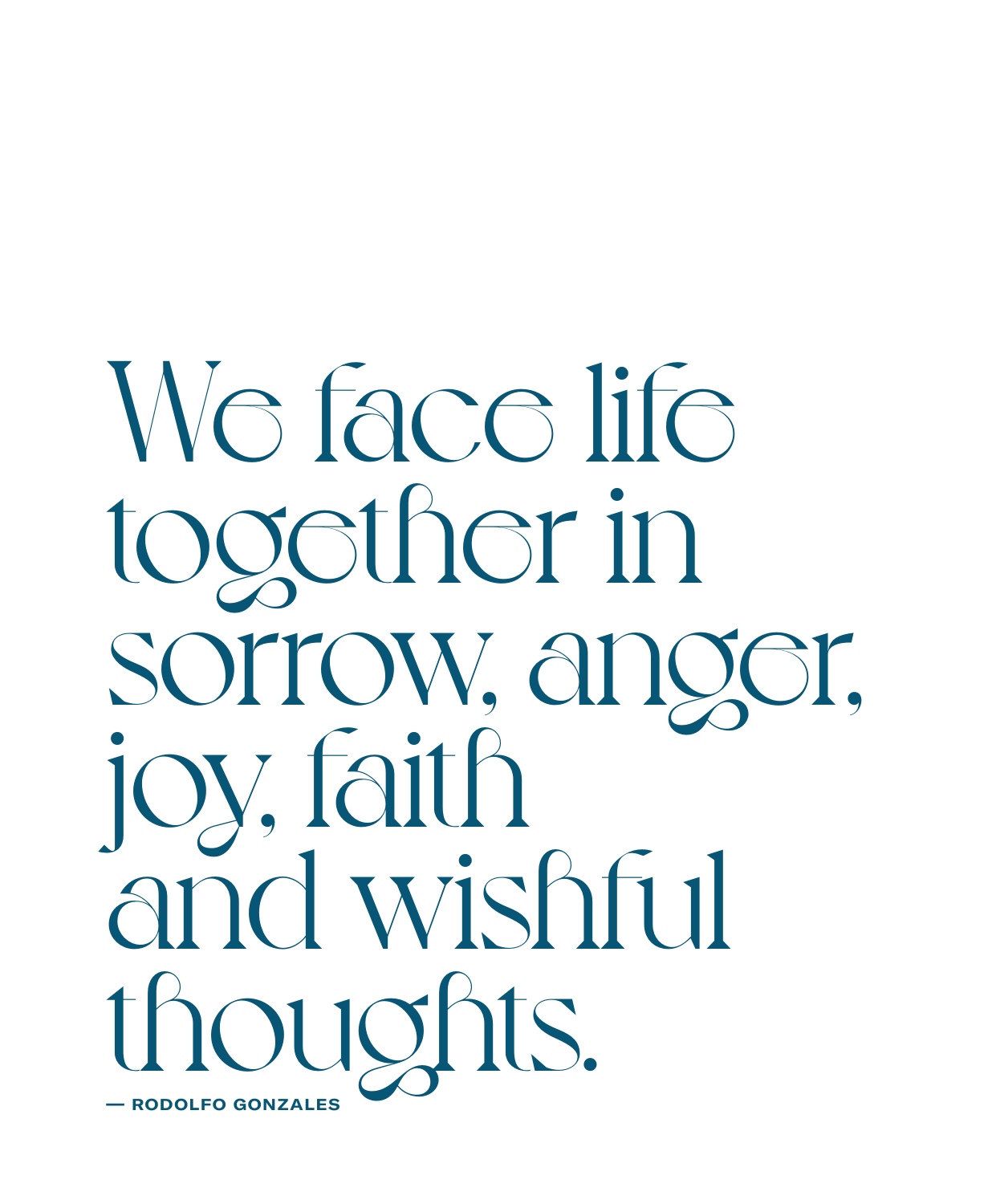# We face life together in sorrow, anger, joy, faith and wishful thoughts.

**— RODOLFO GONZALES**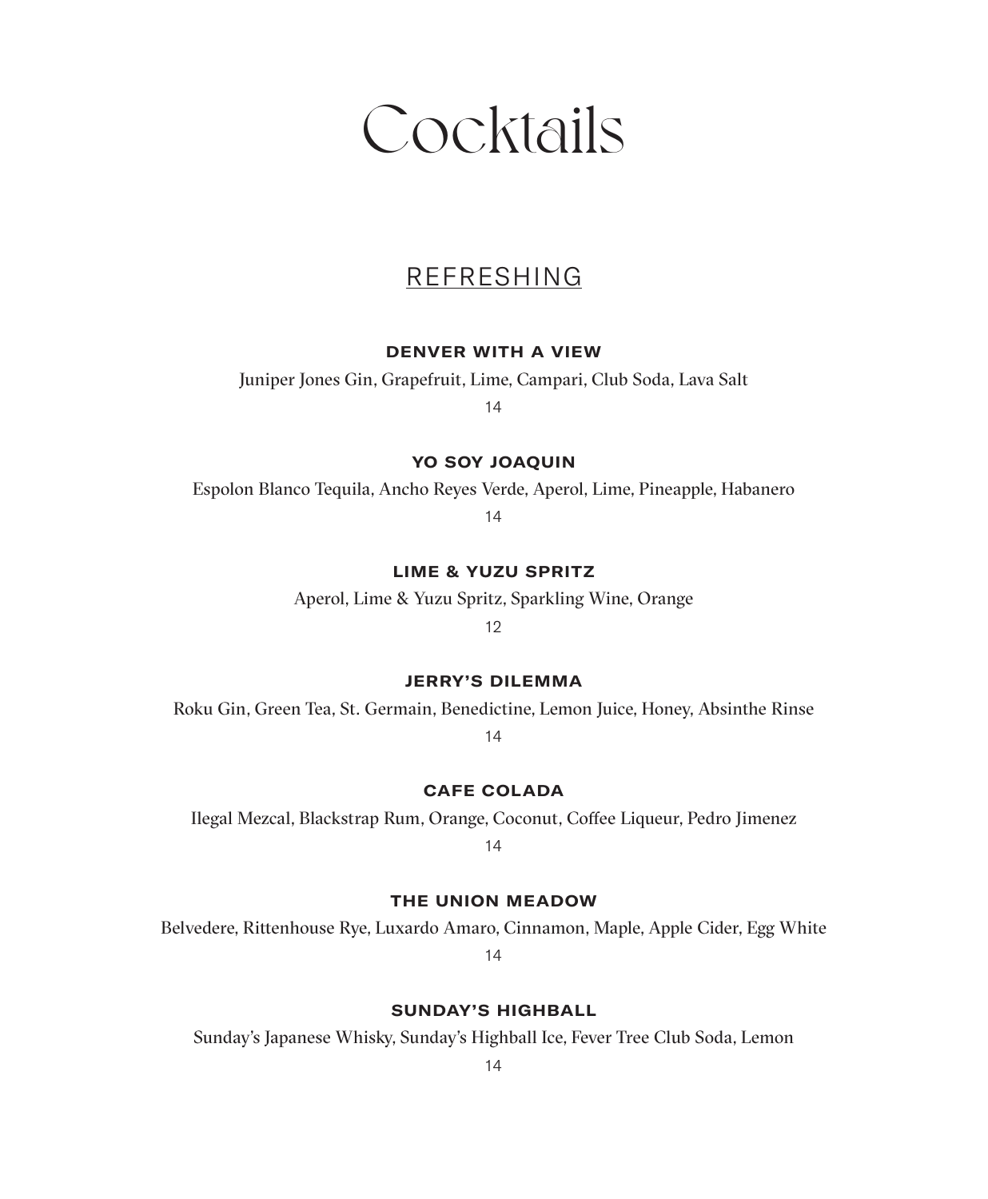# Cocktails

## REFRESHING

### DENVER WITH A VIEW

Juniper Jones Gin, Grapefruit, Lime, Campari, Club Soda, Lava Salt

14

### YO SOY JOAQUIN

Espolon Blanco Tequila, Ancho Reyes Verde, Aperol, Lime, Pineapple, Habanero

14

### LIME & YUZU SPRITZ

Aperol, Lime & Yuzu Spritz, Sparkling Wine, Orange

12

### JERRY'S DILEMMA

Roku Gin, Green Tea, St. Germain, Benedictine, Lemon Juice, Honey, Absinthe Rinse

14

### CAFE COLADA

Ilegal Mezcal, Blackstrap Rum, Orange, Coconut, Coffee Liqueur, Pedro Jimenez

14

### THE UNION MEADOW

Belvedere, Rittenhouse Rye, Luxardo Amaro, Cinnamon, Maple, Apple Cider, Egg White

14

### SUNDAY'S HIGHBALL

Sunday's Japanese Whisky, Sunday's Highball Ice, Fever Tree Club Soda, Lemon

14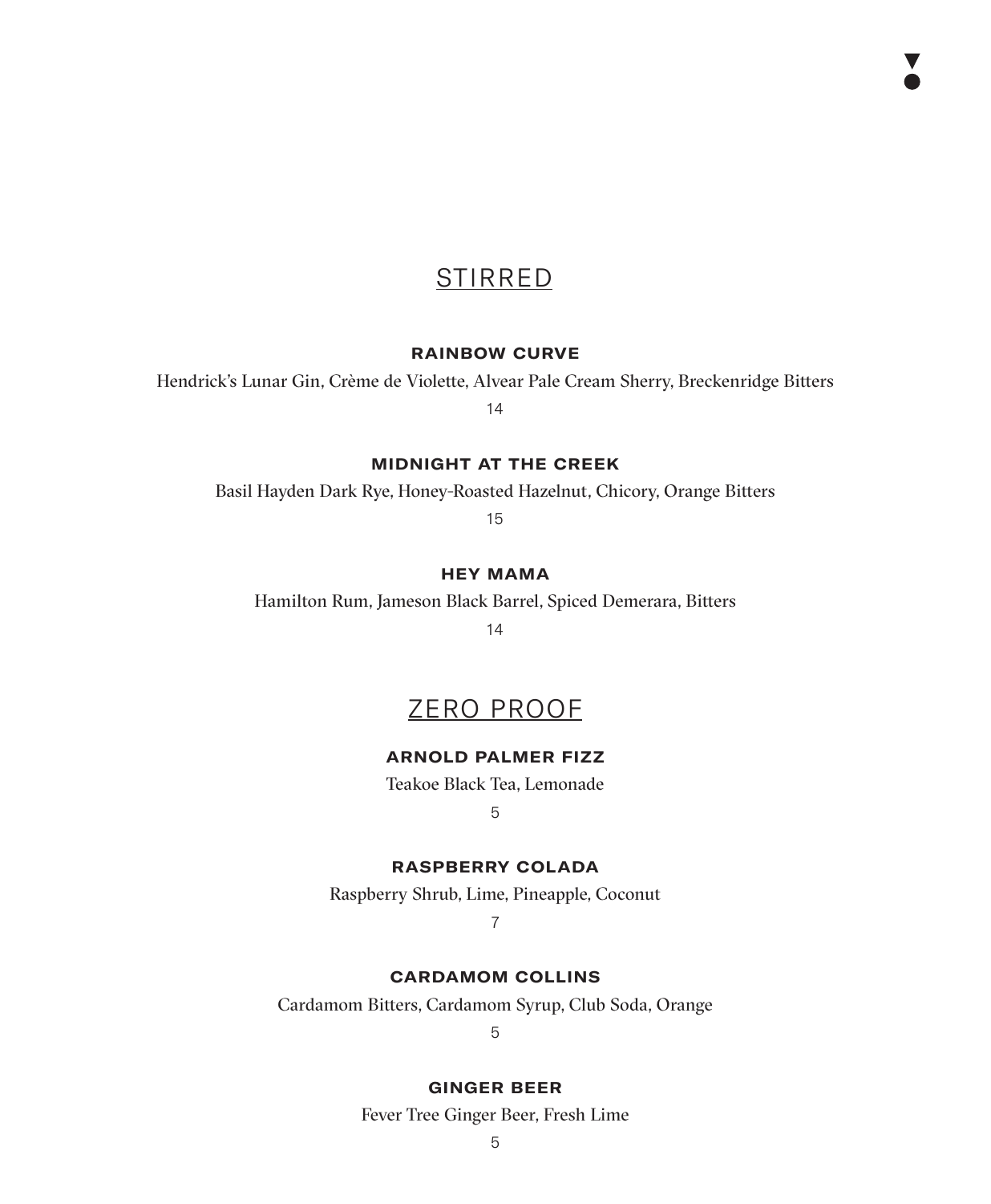## STIRRED

### RAINBOW CURVE

Hendrick's Lunar Gin, Crème de Violette, Alvear Pale Cream Sherry, Breckenridge Bitters

14

### MIDNIGHT AT THE CREEK

Basil Hayden Dark Rye, Honey-Roasted Hazelnut, Chicory, Orange Bitters

15

### HEY MAMA

Hamilton Rum, Jameson Black Barrel, Spiced Demerara, Bitters

14

## ZERO PROOF

### ARNOLD PALMER FIZZ

Teakoe Black Tea, Lemonade

5

### RASPBERRY COLADA

Raspberry Shrub, Lime, Pineapple, Coconut

7

### CARDAMOM COLLINS

Cardamom Bitters, Cardamom Syrup, Club Soda, Orange

5

### GINGER BEER

Fever Tree Ginger Beer, Fresh Lime

5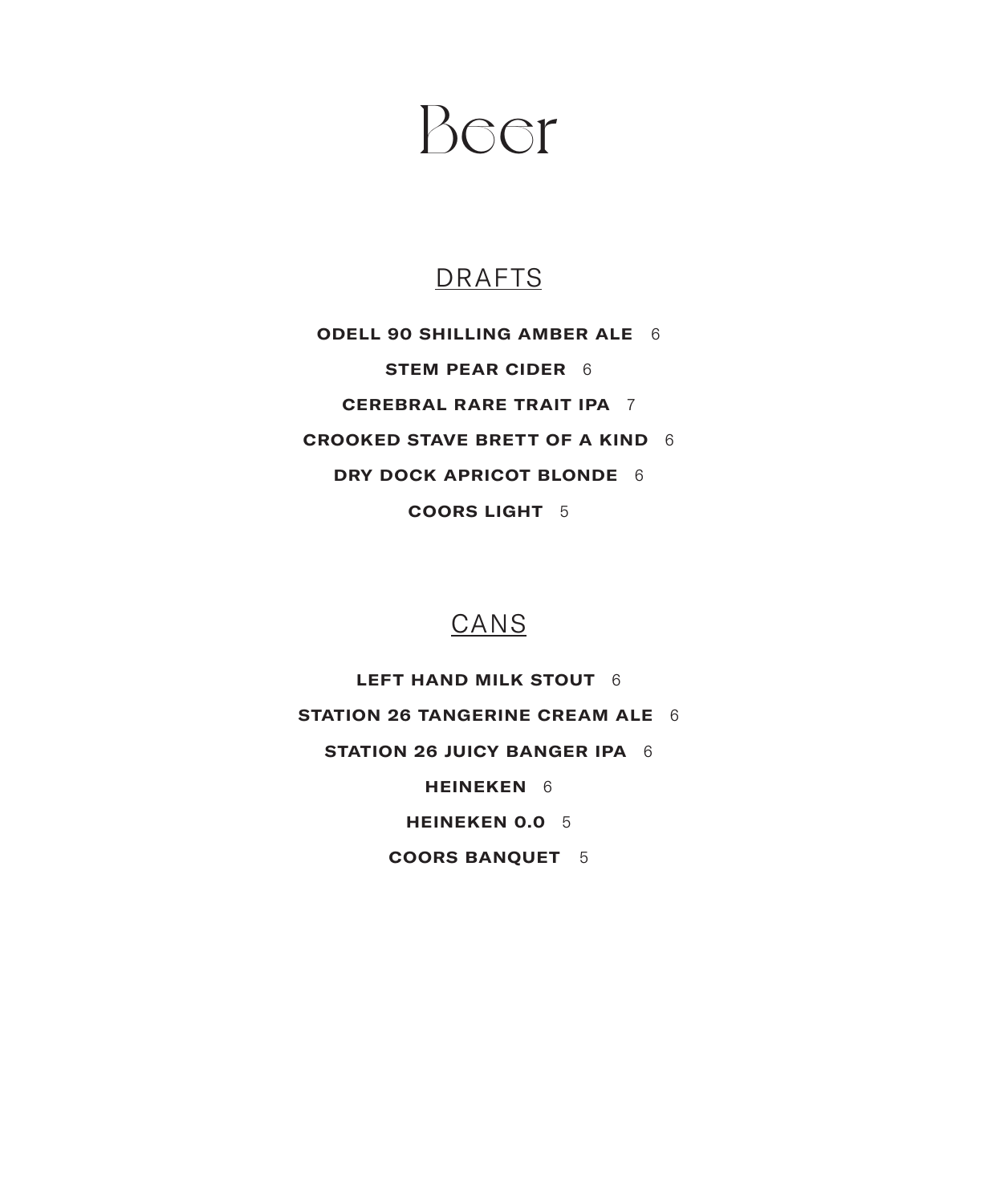# Beer

## DRAFTS

**ODELL 90 SHILLING AMBER ALE** 6

**STEM PEAR CIDER** 6

**CEREBRAL RARE TRAIT IPA** 7

**CROOKED STAVE BRETT OF A KIND** 6

**DRY DOCK APRICOT BLONDE** 6

**COORS LIGHT** 5

## CANS

**LEFT HAND MILK STOUT** 6

**STATION 26 TANGERINE CREAM ALE** 6

**STATION 26 JUICY BANGER IPA** 6

**HEINEKEN** 6

**HEINEKEN 0.0** 5

**COORS BANQUET** 5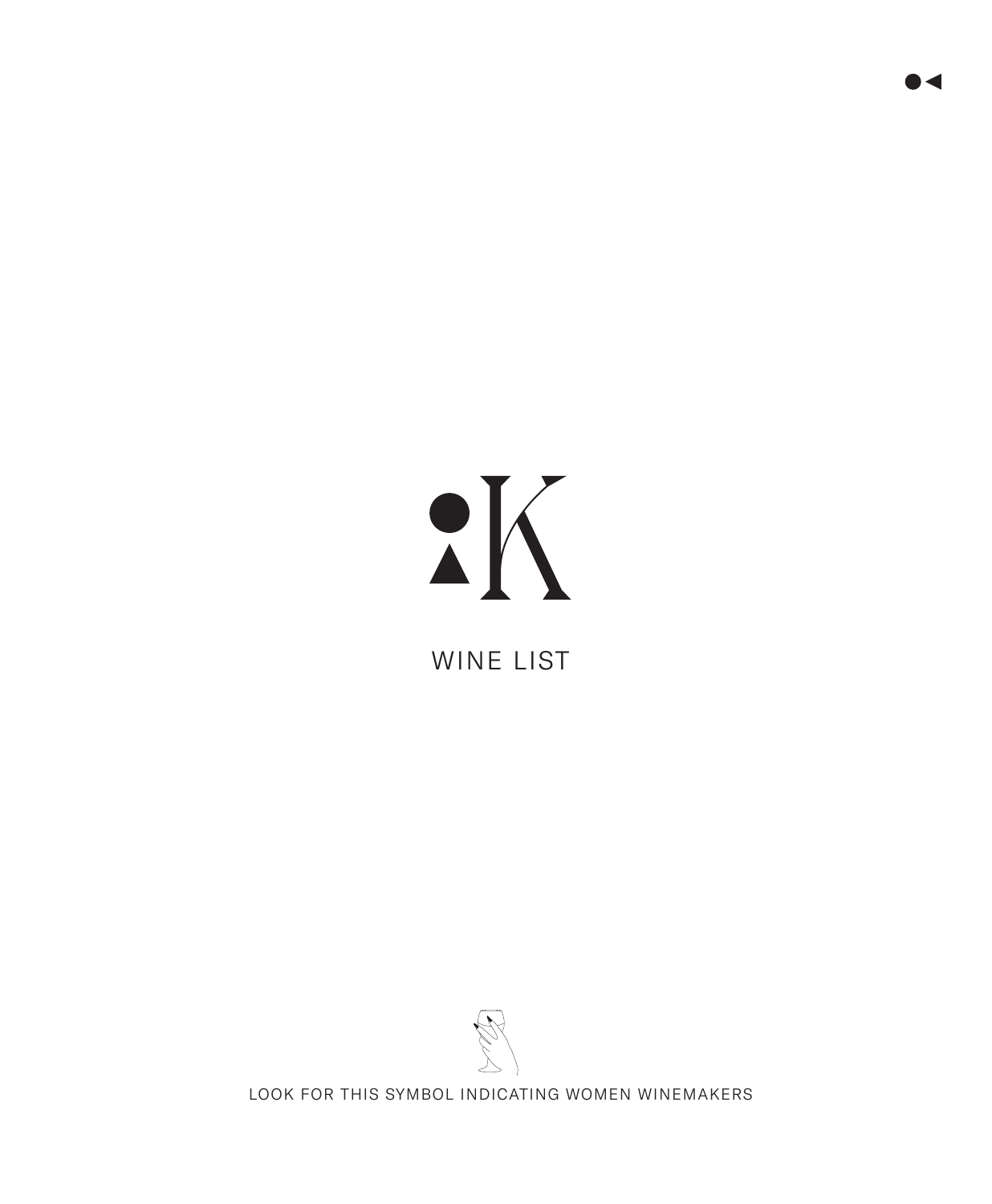# WINE LIST

LOOK FOR THIS SYMBOL INDICATING WOMEN WINEMAKERS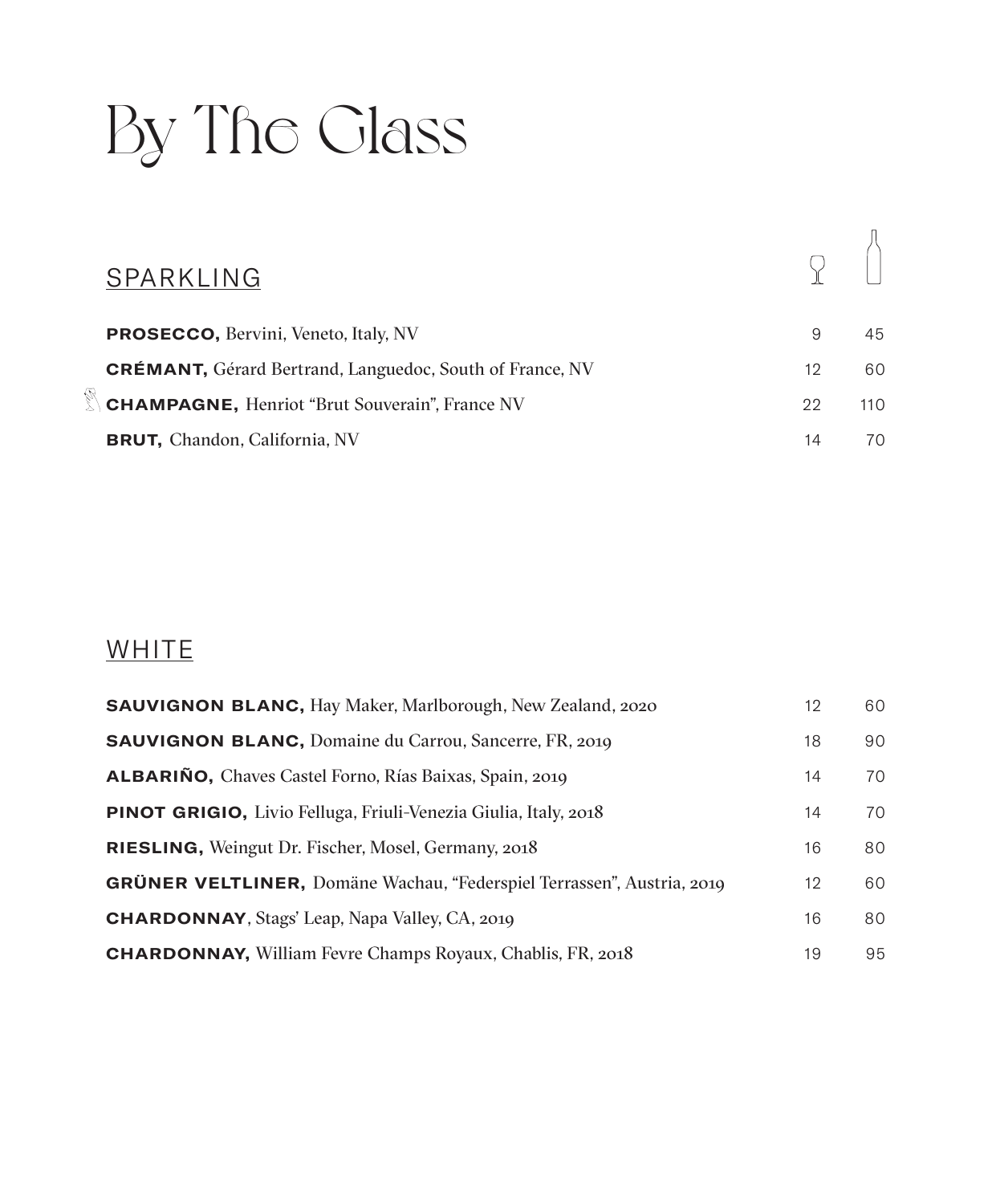# By The Glass

## SPARKLING

| | Glass | Bottle |
|---|---|---|
| **PROSECCO,** Bervini, Veneto, Italy, NV | 9 | 45 |
| **CRÉMANT,** Gérard Bertrand, Languedoc, South of France, NV | 12 | 60 |
| **CHAMPAGNE,** Henriot "Brut Souverain", France NV | 22 | 110 |
| **BRUT,** Chandon, California, NV | 14 | 70 |

## WHITE

| | Glass | Bottle |
|---|---|---|
| **SAUVIGNON BLANC,** Hay Maker, Marlborough, New Zealand, 2020 | 12 | 60 |
| **SAUVIGNON BLANC,** Domaine du Carrou, Sancerre, FR, 2019 | 18 | 90 |
| **ALBARIÑO,** Chaves Castel Forno, Rías Baixas, Spain, 2019 | 14 | 70 |
| **PINOT GRIGIO,** Livio Felluga, Friuli-Venezia Giulia, Italy, 2018 | 14 | 70 |
| **RIESLING,** Weingut Dr. Fischer, Mosel, Germany, 2018 | 16 | 80 |
| **GRÜNER VELTLINER,** Domäne Wachau, "Federspiel Terrassen", Austria, 2019 | 12 | 60 |
| **CHARDONNAY**, Stags' Leap, Napa Valley, CA, 2019 | 16 | 80 |
| **CHARDONNAY,** William Fevre Champs Royaux, Chablis, FR, 2018 | 19 | 95 |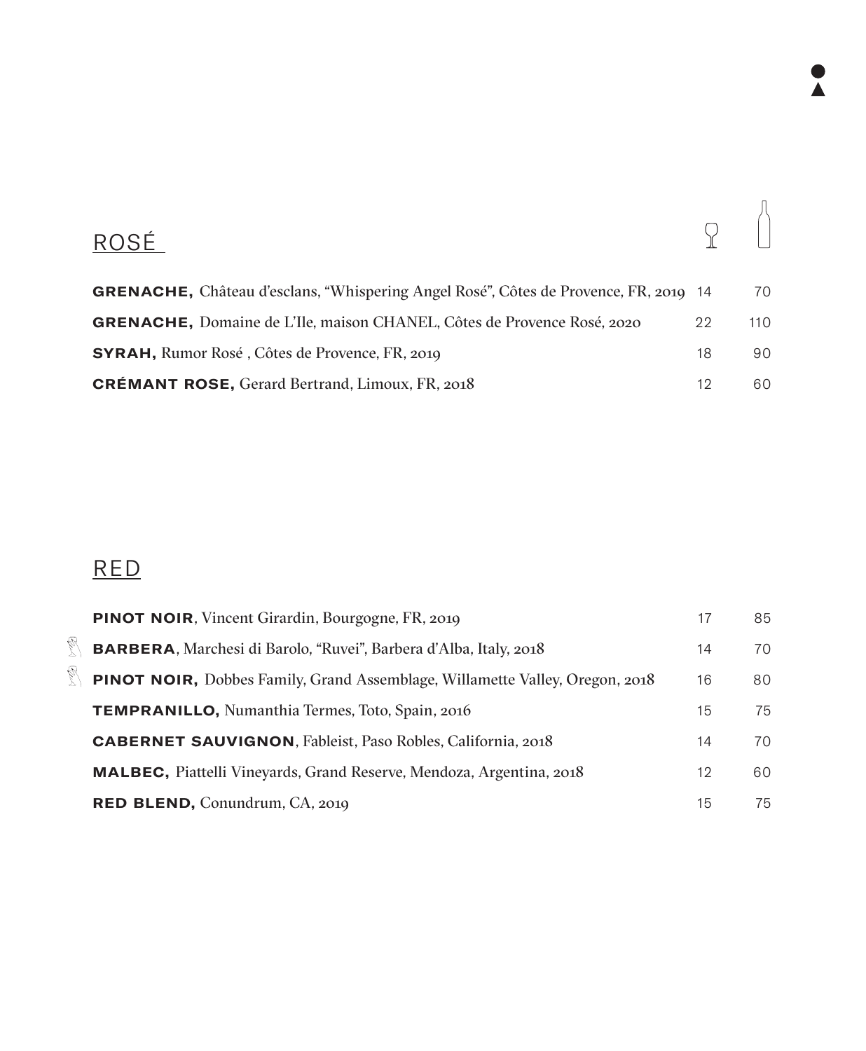## ROSÉ

| | Glass | Bottle |
|---|---|---|
| **GRENACHE,** Château d'esclans, "Whispering Angel Rosé", Côtes de Provence, FR, 2019 | 14 | 70 |
| **GRENACHE,** Domaine de L'Ile, maison CHANEL, Côtes de Provence Rosé, 2020 | 22 | 110 |
| **SYRAH,** Rumor Rosé , Côtes de Provence, FR, 2019 | 18 | 90 |
| **CRÉMANT ROSE,** Gerard Bertrand, Limoux, FR, 2018 | 12 | 60 |

## RED

| | Glass | Bottle |
|---|---|---|
| **PINOT NOIR**, Vincent Girardin, Bourgogne, FR, 2019 | 17 | 85 |
| **BARBERA**, Marchesi di Barolo, "Ruvei", Barbera d'Alba, Italy, 2018 | 14 | 70 |
| **PINOT NOIR,** Dobbes Family, Grand Assemblage, Willamette Valley, Oregon, 2018 | 16 | 80 |
| **TEMPRANILLO,** Numanthia Termes, Toto, Spain, 2016 | 15 | 75 |
| **CABERNET SAUVIGNON**, Fableist, Paso Robles, California, 2018 | 14 | 70 |
| **MALBEC,** Piattelli Vineyards, Grand Reserve, Mendoza, Argentina, 2018 | 12 | 60 |
| **RED BLEND,** Conundrum, CA, 2019 | 15 | 75 |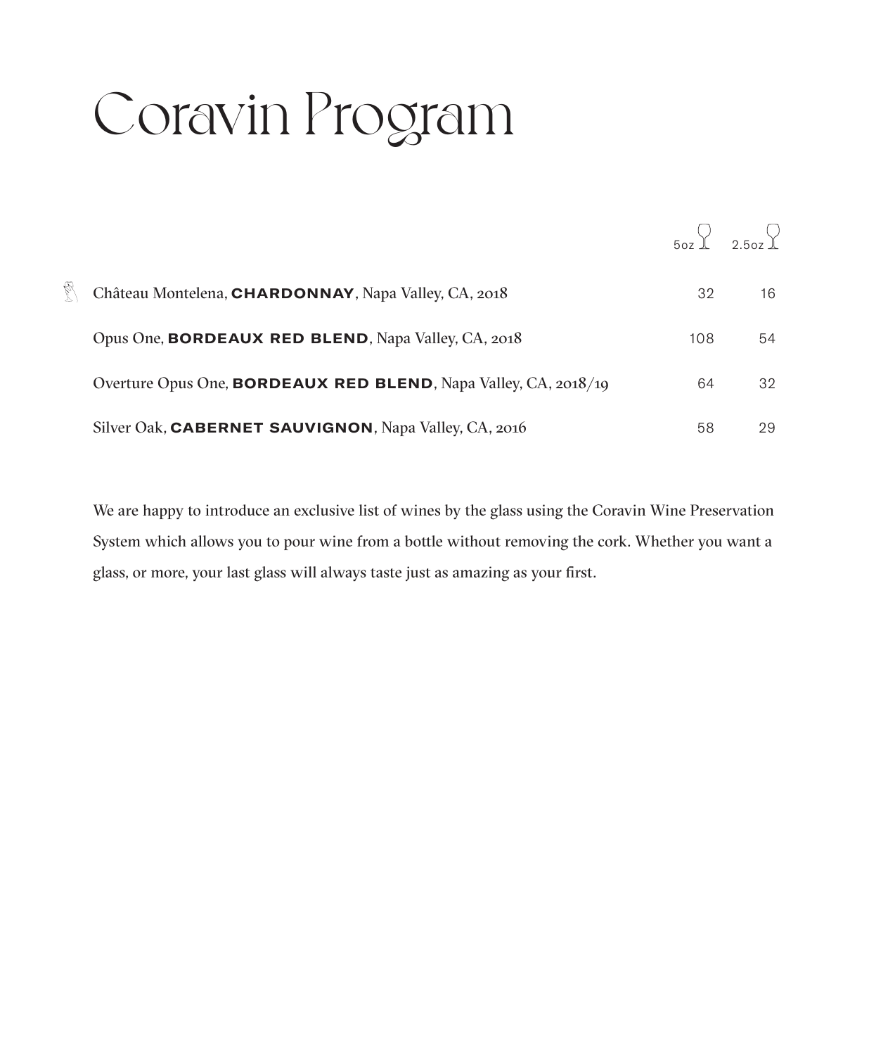# Coravin Program

| | 5oz | 2.5oz |
|---|---|---|
| Château Montelena, **CHARDONNAY**, Napa Valley, CA, 2018 | 32 | 16 |
| Opus One, **BORDEAUX RED BLEND**, Napa Valley, CA, 2018 | 108 | 54 |
| Overture Opus One, **BORDEAUX RED BLEND**, Napa Valley, CA, 2018/19 | 64 | 32 |
| Silver Oak, **CABERNET SAUVIGNON**, Napa Valley, CA, 2016 | 58 | 29 |

We are happy to introduce an exclusive list of wines by the glass using the Coravin Wine Preservation System which allows you to pour wine from a bottle without removing the cork. Whether you want a glass, or more, your last glass will always taste just as amazing as your first.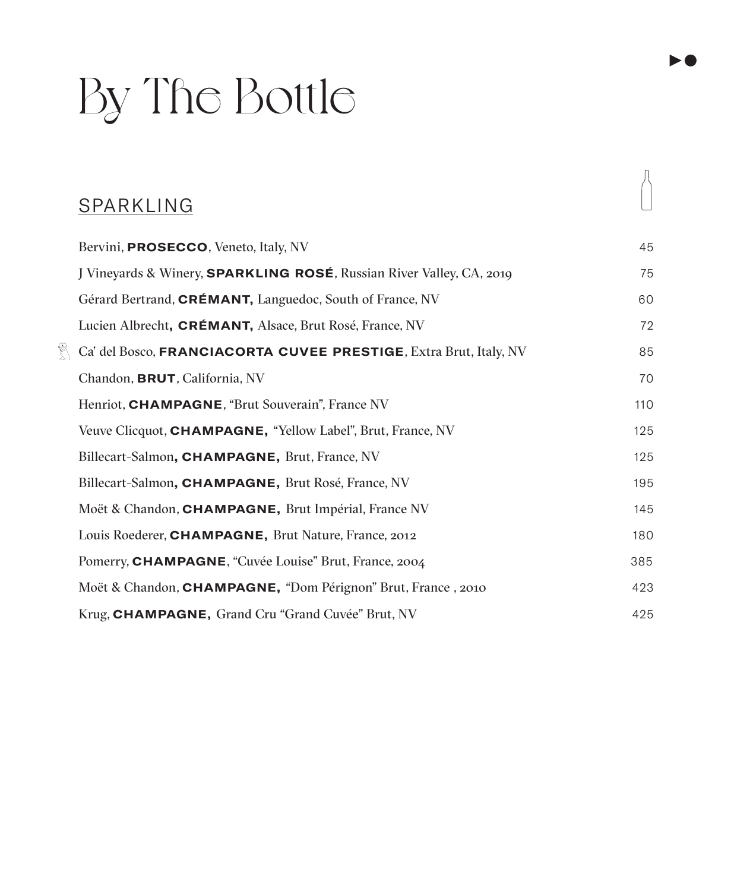# By The Bottle

## SPARKLING

| Wine | Price |
| --- | --- |
| Bervini, **PROSECCO**, Veneto, Italy, NV | 45 |
| J Vineyards & Winery, **SPARKLING ROSÉ**, Russian River Valley, CA, 2019 | 75 |
| Gérard Bertrand, **CRÉMANT,** Languedoc, South of France, NV | 60 |
| Lucien Albrecht**, CRÉMANT,** Alsace, Brut Rosé, France, NV | 72 |
| Ca' del Bosco, **FRANCIACORTA CUVEE PRESTIGE**, Extra Brut, Italy, NV | 85 |
| Chandon, **BRUT**, California, NV | 70 |
| Henriot, **CHAMPAGNE**, "Brut Souverain", France NV | 110 |
| Veuve Clicquot, **CHAMPAGNE,** "Yellow Label", Brut, France, NV | 125 |
| Billecart-Salmon**, CHAMPAGNE,** Brut, France, NV | 125 |
| Billecart-Salmon**, CHAMPAGNE,** Brut Rosé, France, NV | 195 |
| Moët & Chandon, **CHAMPAGNE,** Brut Impérial, France NV | 145 |
| Louis Roederer, **CHAMPAGNE,** Brut Nature, France, 2012 | 180 |
| Pomerry, **CHAMPAGNE**, "Cuvée Louise" Brut, France, 2004 | 385 |
| Moët & Chandon, **CHAMPAGNE,** "Dom Pérignon" Brut, France , 2010 | 423 |
| Krug, **CHAMPAGNE,** Grand Cru "Grand Cuvée" Brut, NV | 425 |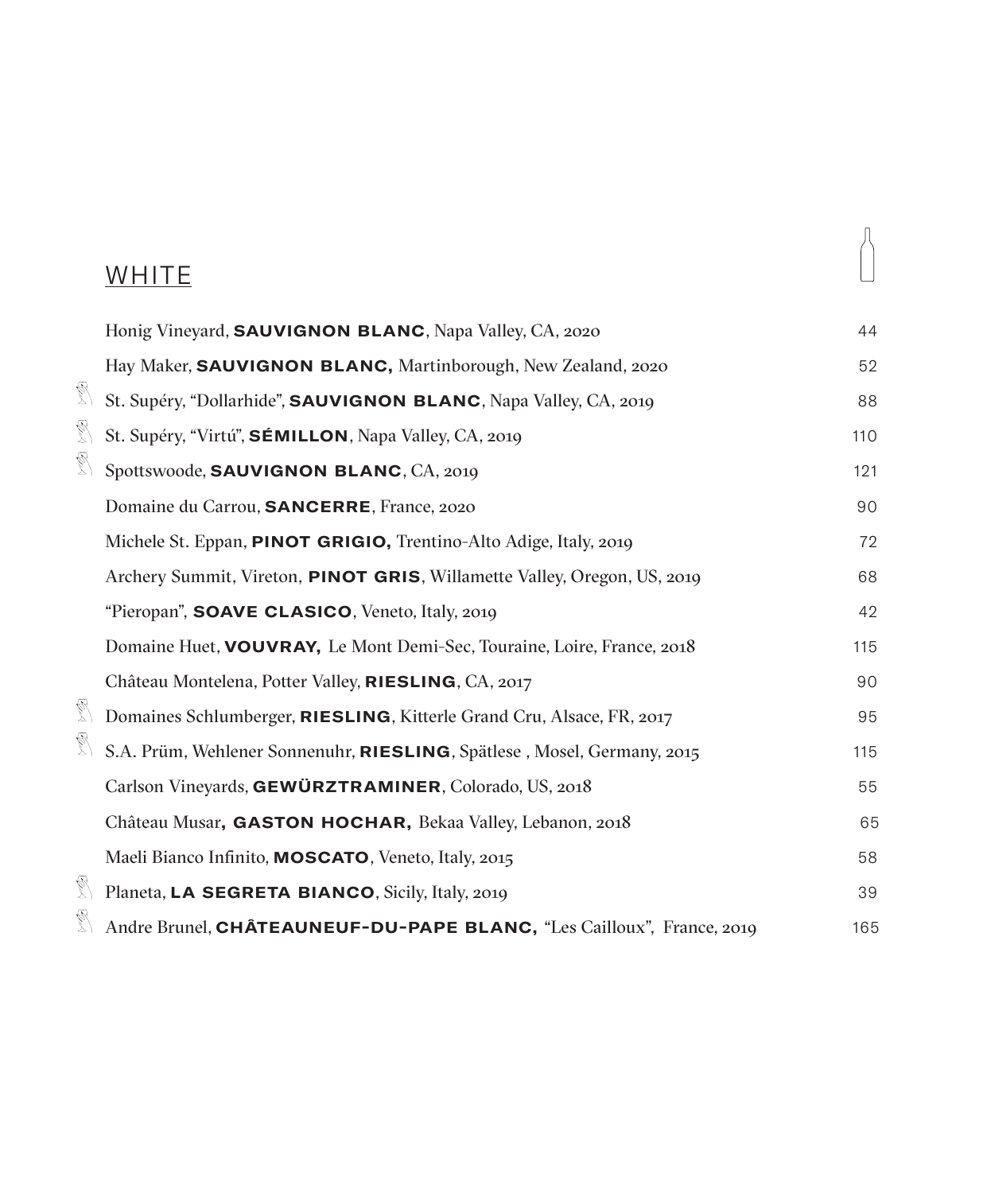## WHITE

| Wine | Bottle |
|---|---|
| Honig Vineyard, **SAUVIGNON BLANC**, Napa Valley, CA, 2020 | 44 |
| Hay Maker, **SAUVIGNON BLANC,** Martinborough, New Zealand, 2020 | 52 |
| St. Supéry, "Dollarhide", **SAUVIGNON BLANC**, Napa Valley, CA, 2019 | 88 |
| St. Supéry, "Virtú", **SÉMILLON**, Napa Valley, CA, 2019 | 110 |
| Spottswoode, **SAUVIGNON BLANC**, CA, 2019 | 121 |
| Domaine du Carrou, **SANCERRE**, France, 2020 | 90 |
| Michele St. Eppan, **PINOT GRIGIO,** Trentino-Alto Adige, Italy, 2019 | 72 |
| Archery Summit, Vireton, **PINOT GRIS**, Willamette Valley, Oregon, US, 2019 | 68 |
| "Pieropan", **SOAVE CLASICO**, Veneto, Italy, 2019 | 42 |
| Domaine Huet, **VOUVRAY,** Le Mont Demi-Sec, Touraine, Loire, France, 2018 | 115 |
| Château Montelena, Potter Valley, **RIESLING**, CA, 2017 | 90 |
| Domaines Schlumberger, **RIESLING**, Kitterle Grand Cru, Alsace, FR, 2017 | 95 |
| S.A. Prüm, Wehlener Sonnenuhr, **RIESLING**, Spätlese , Mosel, Germany, 2015 | 115 |
| Carlson Vineyards, **GEWÜRZTRAMINER**, Colorado, US, 2018 | 55 |
| Château Musar**, GASTON HOCHAR,** Bekaa Valley, Lebanon, 2018 | 65 |
| Maeli Bianco Infinito, **MOSCATO**, Veneto, Italy, 2015 | 58 |
| Planeta, **LA SEGRETA BIANCO**, Sicily, Italy, 2019 | 39 |
| Andre Brunel, **CHÂTEAUNEUF-DU-PAPE BLANC,** "Les Cailloux", France, 2019 | 165 |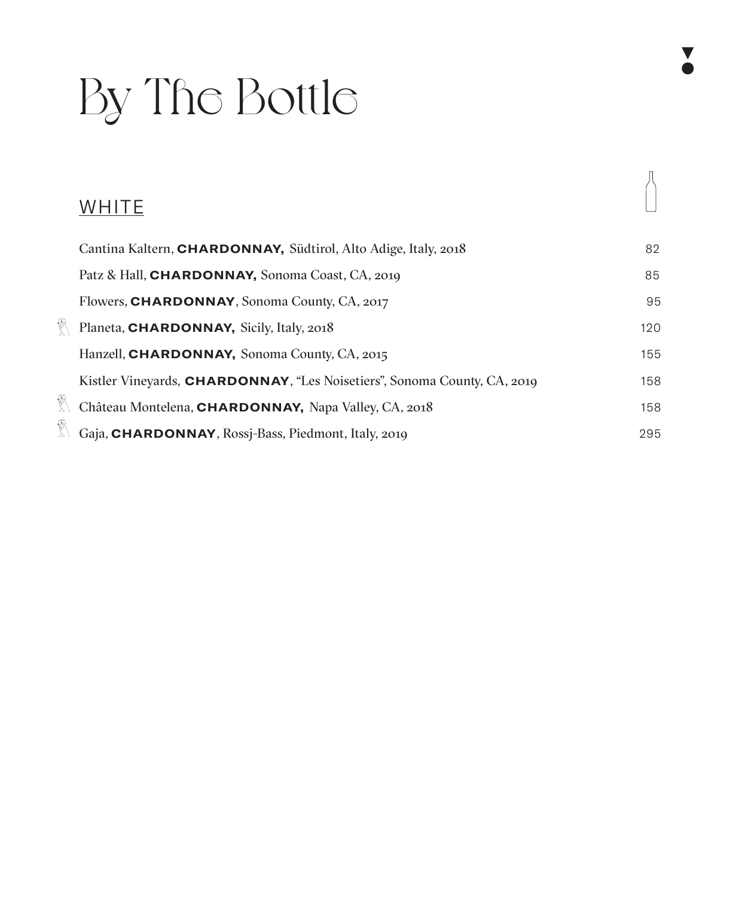# By The Bottle

## WHITE

| Wine | Price |
|---|---|
| Cantina Kaltern, **CHARDONNAY,** Südtirol, Alto Adige, Italy, 2018 | 82 |
| Patz & Hall, **CHARDONNAY,** Sonoma Coast, CA, 2019 | 85 |
| Flowers, **CHARDONNAY**, Sonoma County, CA, 2017 | 95 |
| Planeta, **CHARDONNAY,** Sicily, Italy, 2018 | 120 |
| Hanzell, **CHARDONNAY,** Sonoma County, CA, 2015 | 155 |
| Kistler Vineyards, **CHARDONNAY**, "Les Noisetiers", Sonoma County, CA, 2019 | 158 |
| Château Montelena, **CHARDONNAY,** Napa Valley, CA, 2018 | 158 |
| Gaja, **CHARDONNAY**, Rossj-Bass, Piedmont, Italy, 2019 | 295 |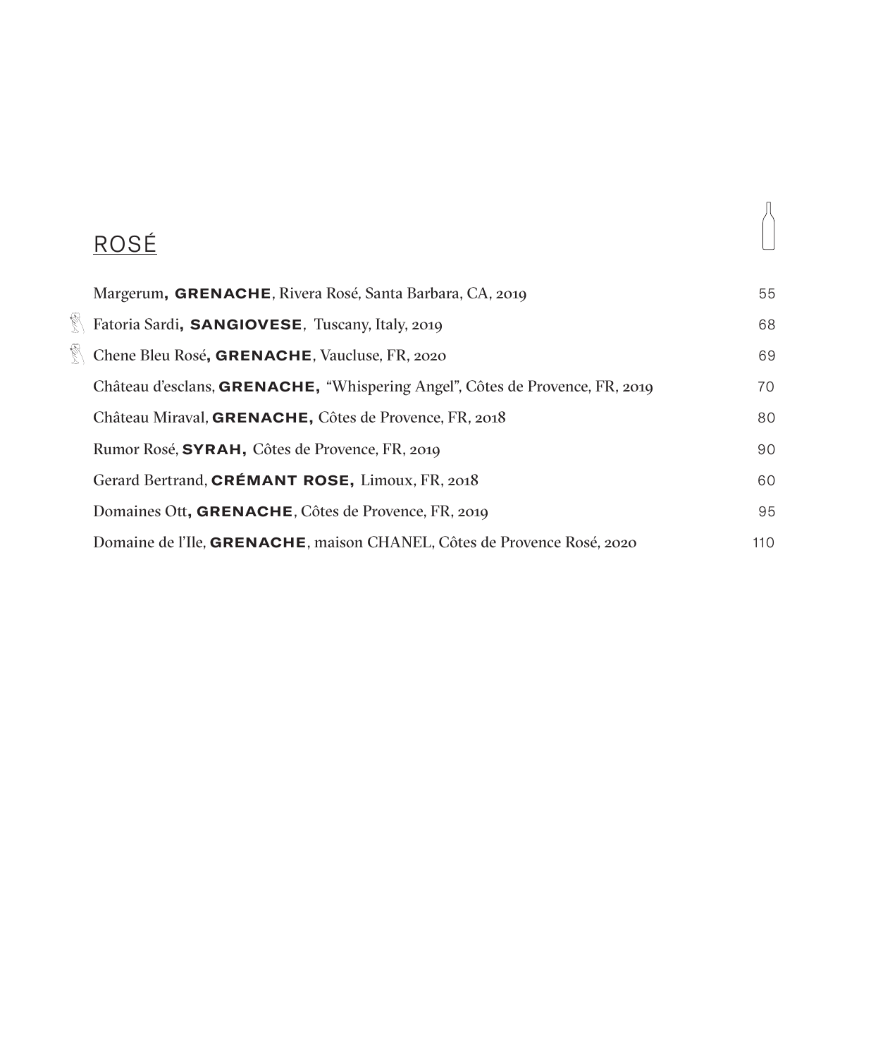## ROSÉ

| Wine | Price |
|---|---|
| Margerum, **GRENACHE**, Rivera Rosé, Santa Barbara, CA, 2019 | 55 |
| Fatoria Sardi, **SANGIOVESE**, Tuscany, Italy, 2019 | 68 |
| Chene Bleu Rosé, **GRENACHE**, Vaucluse, FR, 2020 | 69 |
| Château d'esclans, **GRENACHE,** "Whispering Angel", Côtes de Provence, FR, 2019 | 70 |
| Château Miraval, **GRENACHE,** Côtes de Provence, FR, 2018 | 80 |
| Rumor Rosé, **SYRAH,** Côtes de Provence, FR, 2019 | 90 |
| Gerard Bertrand, **CRÉMANT ROSE,** Limoux, FR, 2018 | 60 |
| Domaines Ott, **GRENACHE**, Côtes de Provence, FR, 2019 | 95 |
| Domaine de l'Ile, **GRENACHE**, maison CHANEL, Côtes de Provence Rosé, 2020 | 110 |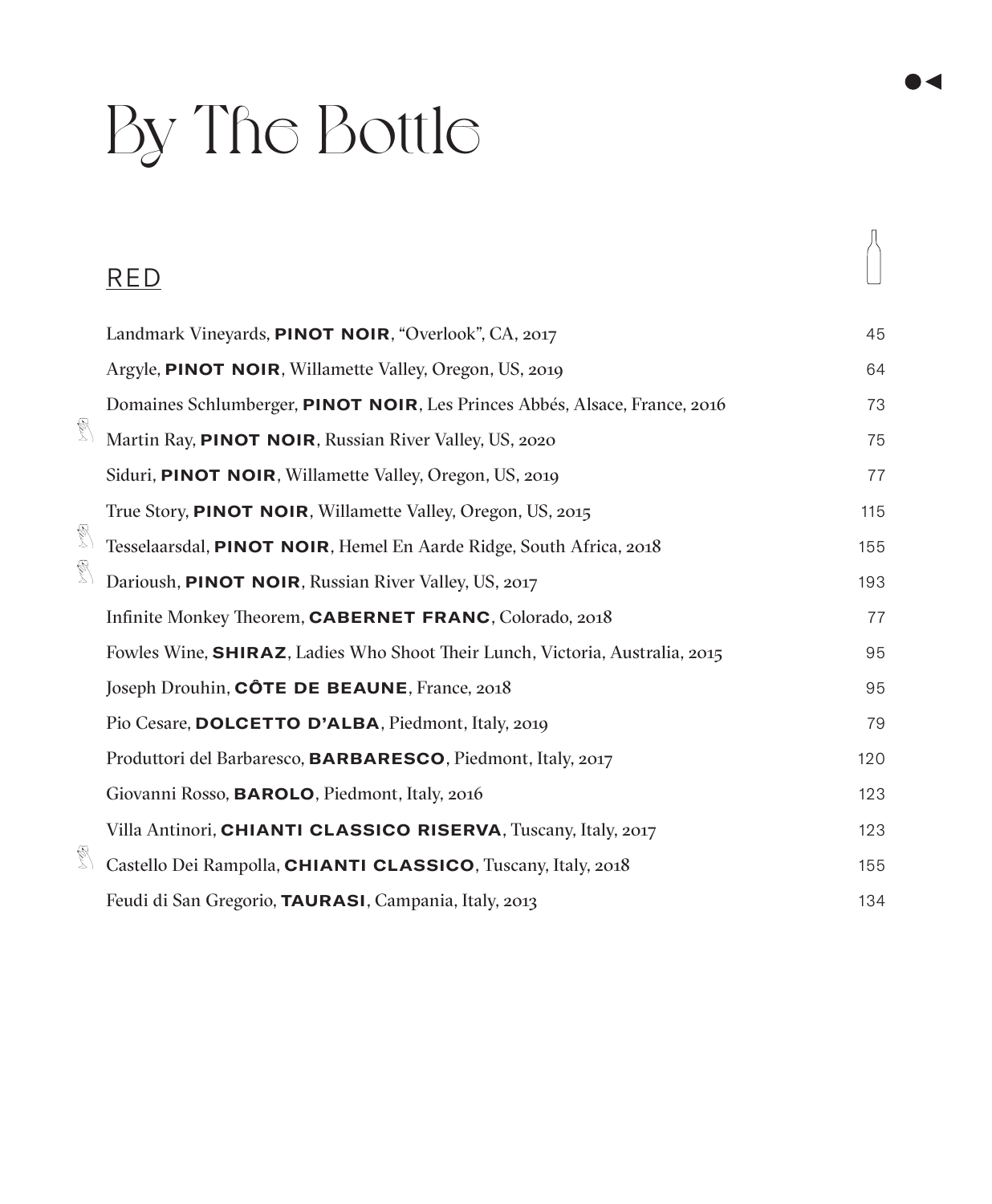# By The Bottle

## RED

Landmark Vineyards, **PINOT NOIR**, "Overlook", CA, 2017 — 45

Argyle, **PINOT NOIR**, Willamette Valley, Oregon, US, 2019 — 64

Domaines Schlumberger, **PINOT NOIR**, Les Princes Abbés, Alsace, France, 2016 — 73

Martin Ray, **PINOT NOIR**, Russian River Valley, US, 2020 — 75

Siduri, **PINOT NOIR**, Willamette Valley, Oregon, US, 2019 — 77

True Story, **PINOT NOIR**, Willamette Valley, Oregon, US, 2015 — 115

Tesselaarsdal, **PINOT NOIR**, Hemel En Aarde Ridge, South Africa, 2018 — 155

Darioush, **PINOT NOIR**, Russian River Valley, US, 2017 — 193

Infinite Monkey Theorem, **CABERNET FRANC**, Colorado, 2018 — 77

Fowles Wine, **SHIRAZ**, Ladies Who Shoot Their Lunch, Victoria, Australia, 2015 — 95

Joseph Drouhin, **CÔTE DE BEAUNE**, France, 2018 — 95

Pio Cesare, **DOLCETTO D'ALBA**, Piedmont, Italy, 2019 — 79

Produttori del Barbaresco, **BARBARESCO**, Piedmont, Italy, 2017 — 120

Giovanni Rosso, **BAROLO**, Piedmont, Italy, 2016 — 123

Villa Antinori, **CHIANTI CLASSICO RISERVA**, Tuscany, Italy, 2017 — 123

Castello Dei Rampolla, **CHIANTI CLASSICO**, Tuscany, Italy, 2018 — 155

Feudi di San Gregorio, **TAURASI**, Campania, Italy, 2013 — 134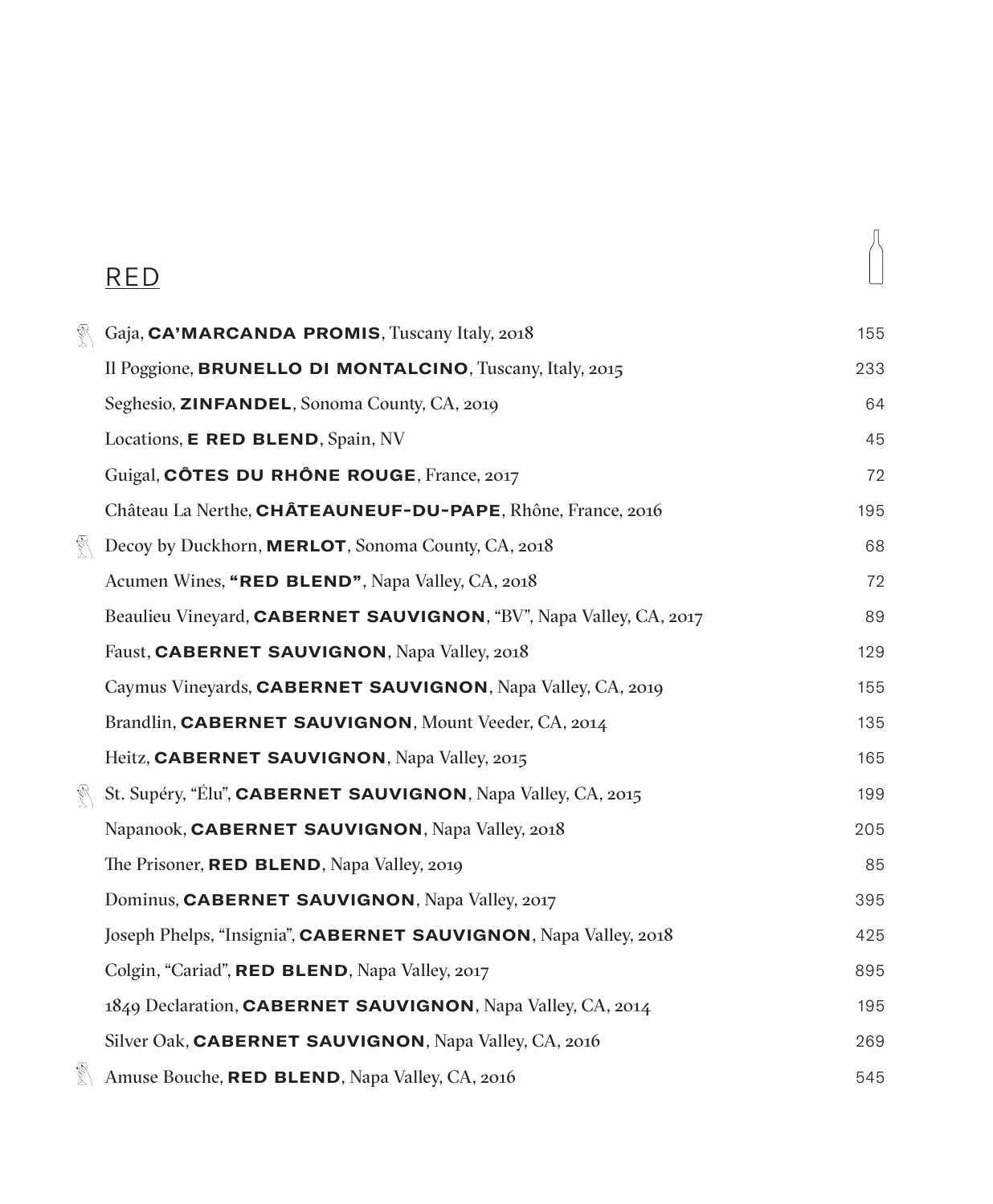## RED

| Wine | Bottle |
|---|---|
| Gaja, **CA'MARCANDA PROMIS**, Tuscany Italy, 2018 | 155 |
| Il Poggione, **BRUNELLO DI MONTALCINO**, Tuscany, Italy, 2015 | 233 |
| Seghesio, **ZINFANDEL**, Sonoma County, CA, 2019 | 64 |
| Locations, **E RED BLEND**, Spain, NV | 45 |
| Guigal, **CÔTES DU RHÔNE ROUGE**, France, 2017 | 72 |
| Château La Nerthe, **CHÂTEAUNEUF-DU-PAPE**, Rhône, France, 2016 | 195 |
| Decoy by Duckhorn, **MERLOT**, Sonoma County, CA, 2018 | 68 |
| Acumen Wines, **"RED BLEND"**, Napa Valley, CA, 2018 | 72 |
| Beaulieu Vineyard, **CABERNET SAUVIGNON**, "BV", Napa Valley, CA, 2017 | 89 |
| Faust, **CABERNET SAUVIGNON**, Napa Valley, 2018 | 129 |
| Caymus Vineyards, **CABERNET SAUVIGNON**, Napa Valley, CA, 2019 | 155 |
| Brandlin, **CABERNET SAUVIGNON**, Mount Veeder, CA, 2014 | 135 |
| Heitz, **CABERNET SAUVIGNON**, Napa Valley, 2015 | 165 |
| St. Supéry, "Élu", **CABERNET SAUVIGNON**, Napa Valley, CA, 2015 | 199 |
| Napanook, **CABERNET SAUVIGNON**, Napa Valley, 2018 | 205 |
| The Prisoner, **RED BLEND**, Napa Valley, 2019 | 85 |
| Dominus, **CABERNET SAUVIGNON**, Napa Valley, 2017 | 395 |
| Joseph Phelps, "Insignia", **CABERNET SAUVIGNON**, Napa Valley, 2018 | 425 |
| Colgin, "Cariad", **RED BLEND**, Napa Valley, 2017 | 895 |
| 1849 Declaration, **CABERNET SAUVIGNON**, Napa Valley, CA, 2014 | 195 |
| Silver Oak, **CABERNET SAUVIGNON**, Napa Valley, CA, 2016 | 269 |
| Amuse Bouche, **RED BLEND**, Napa Valley, CA, 2016 | 545 |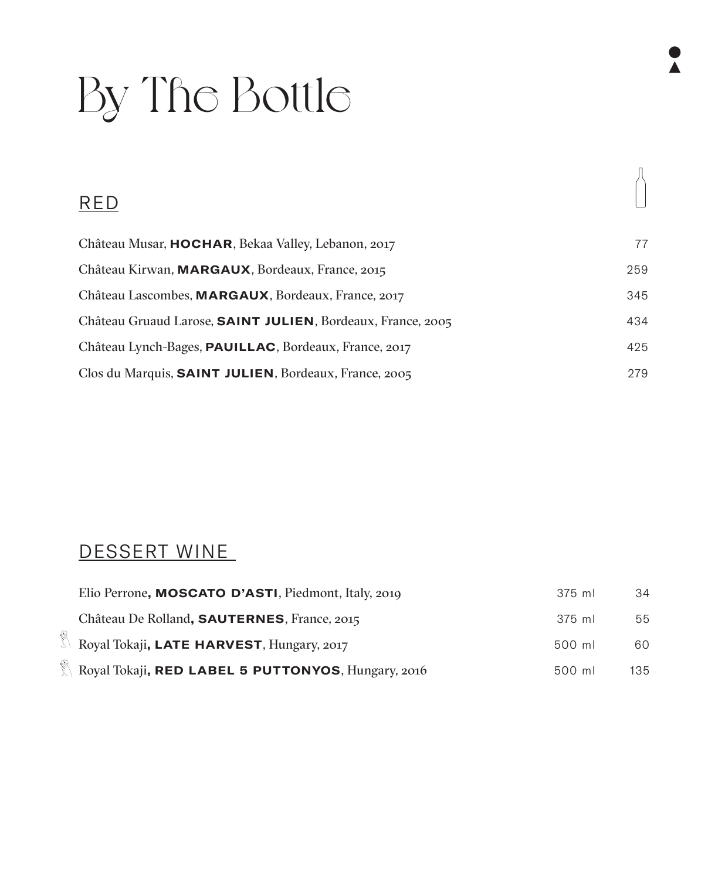# By The Bottle

## RED

| Wine | Price |
|---|---|
| Château Musar, **HOCHAR**, Bekaa Valley, Lebanon, 2017 | 77 |
| Château Kirwan, **MARGAUX**, Bordeaux, France, 2015 | 259 |
| Château Lascombes, **MARGAUX**, Bordeaux, France, 2017 | 345 |
| Château Gruaud Larose, **SAINT JULIEN**, Bordeaux, France, 2005 | 434 |
| Château Lynch-Bages, **PAUILLAC**, Bordeaux, France, 2017 | 425 |
| Clos du Marquis, **SAINT JULIEN**, Bordeaux, France, 2005 | 279 |

## DESSERT WINE

| Wine | Size | Price |
|---|---|---|
| Elio Perrone**, MOSCATO D'ASTI**, Piedmont, Italy, 2019 | 375 ml | 34 |
| Château De Rolland**, SAUTERNES**, France, 2015 | 375 ml | 55 |
| Royal Tokaji**, LATE HARVEST**, Hungary, 2017 | 500 ml | 60 |
| Royal Tokaji**, RED LABEL 5 PUTTONYOS**, Hungary, 2016 | 500 ml | 135 |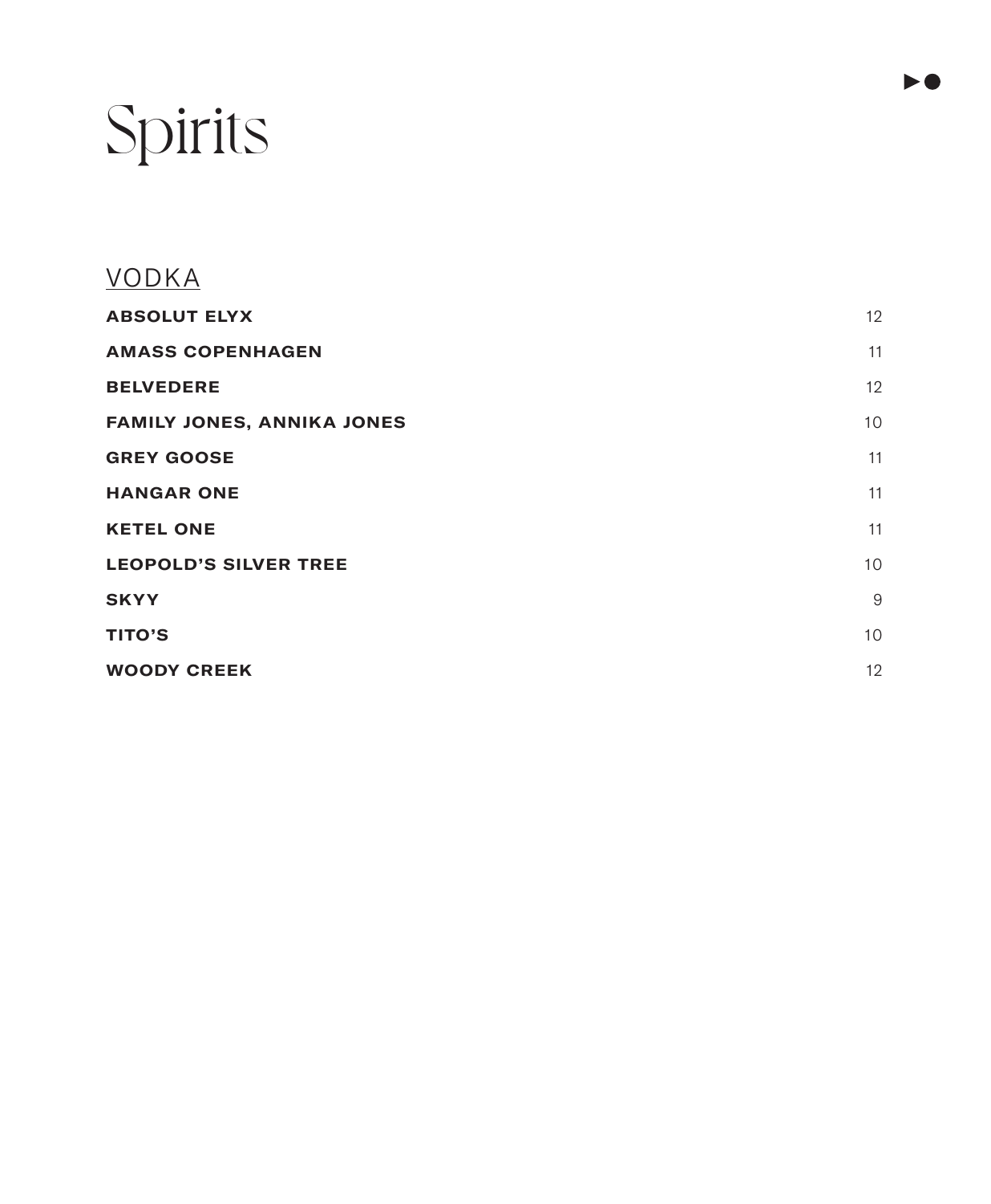# Spirits

## VODKA

| | |
|---|---|
| **ABSOLUT ELYX** | 12 |
| **AMASS COPENHAGEN** | 11 |
| **BELVEDERE** | 12 |
| **FAMILY JONES, ANNIKA JONES** | 10 |
| **GREY GOOSE** | 11 |
| **HANGAR ONE** | 11 |
| **KETEL ONE** | 11 |
| **LEOPOLD'S SILVER TREE** | 10 |
| **SKYY** | 9 |
| **TITO'S** | 10 |
| **WOODY CREEK** | 12 |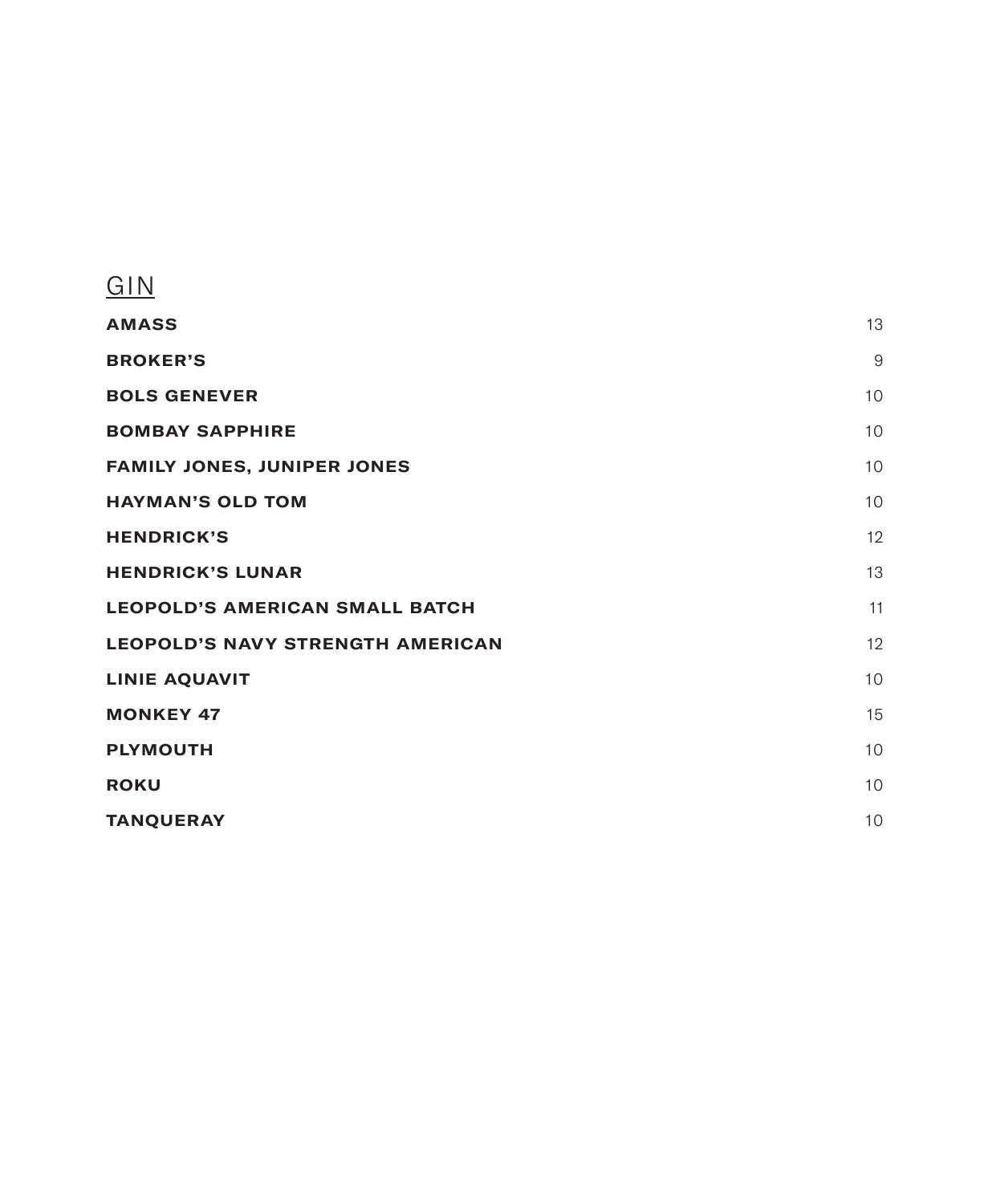## GIN

| | |
|---|---|
| **AMASS** | 13 |
| **BROKER'S** | 9 |
| **BOLS GENEVER** | 10 |
| **BOMBAY SAPPHIRE** | 10 |
| **FAMILY JONES, JUNIPER JONES** | 10 |
| **HAYMAN'S OLD TOM** | 10 |
| **HENDRICK'S** | 12 |
| **HENDRICK'S LUNAR** | 13 |
| **LEOPOLD'S AMERICAN SMALL BATCH** | 11 |
| **LEOPOLD'S NAVY STRENGTH AMERICAN** | 12 |
| **LINIE AQUAVIT** | 10 |
| **MONKEY 47** | 15 |
| **PLYMOUTH** | 10 |
| **ROKU** | 10 |
| **TANQUERAY** | 10 |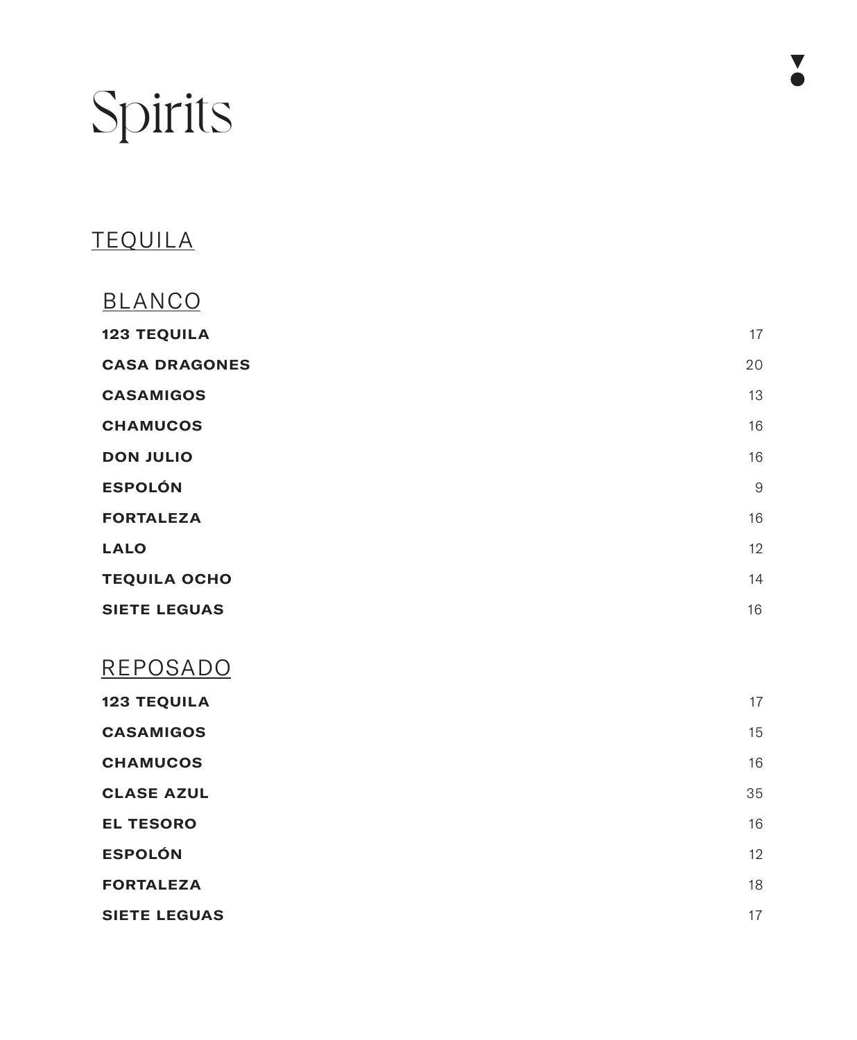# Spirits

## TEQUILA

### BLANCO

| | |
|---|---|
| **123 TEQUILA** | 17 |
| **CASA DRAGONES** | 20 |
| **CASAMIGOS** | 13 |
| **CHAMUCOS** | 16 |
| **DON JULIO** | 16 |
| **ESPOLÓN** | 9 |
| **FORTALEZA** | 16 |
| **LALO** | 12 |
| **TEQUILA OCHO** | 14 |
| **SIETE LEGUAS** | 16 |

### REPOSADO

| | |
|---|---|
| **123 TEQUILA** | 17 |
| **CASAMIGOS** | 15 |
| **CHAMUCOS** | 16 |
| **CLASE AZUL** | 35 |
| **EL TESORO** | 16 |
| **ESPOLÓN** | 12 |
| **FORTALEZA** | 18 |
| **SIETE LEGUAS** | 17 |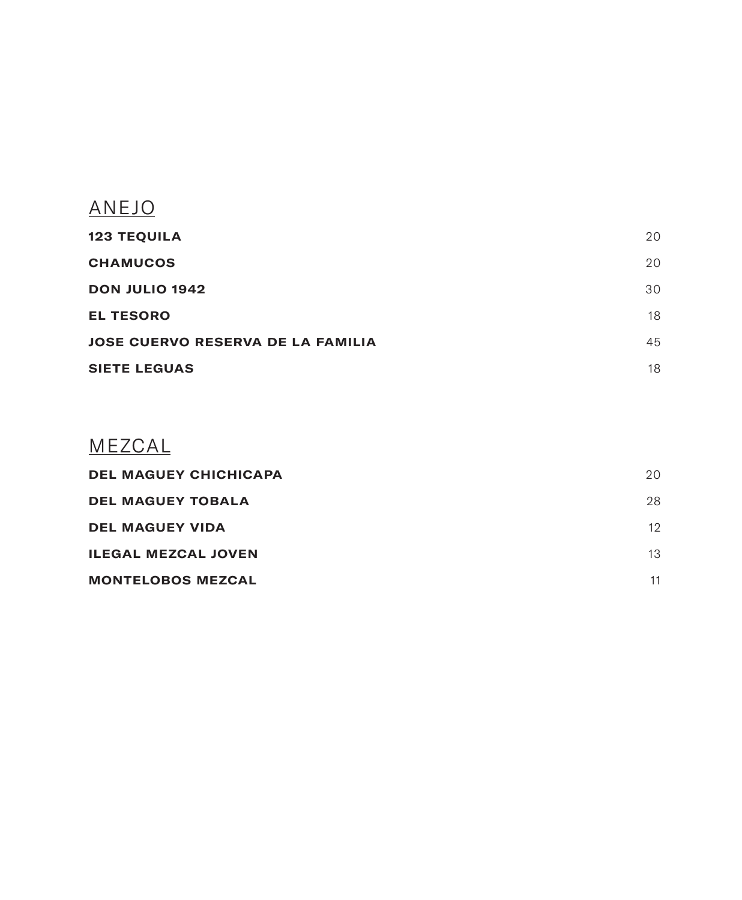## ANEJO

| | |
|---|---|
| **123 TEQUILA** | 20 |
| **CHAMUCOS** | 20 |
| **DON JULIO 1942** | 30 |
| **EL TESORO** | 18 |
| **JOSE CUERVO RESERVA DE LA FAMILIA** | 45 |
| **SIETE LEGUAS** | 18 |

## MEZCAL

| | |
|---|---|
| **DEL MAGUEY CHICHICAPA** | 20 |
| **DEL MAGUEY TOBALA** | 28 |
| **DEL MAGUEY VIDA** | 12 |
| **ILEGAL MEZCAL JOVEN** | 13 |
| **MONTELOBOS MEZCAL** | 11 |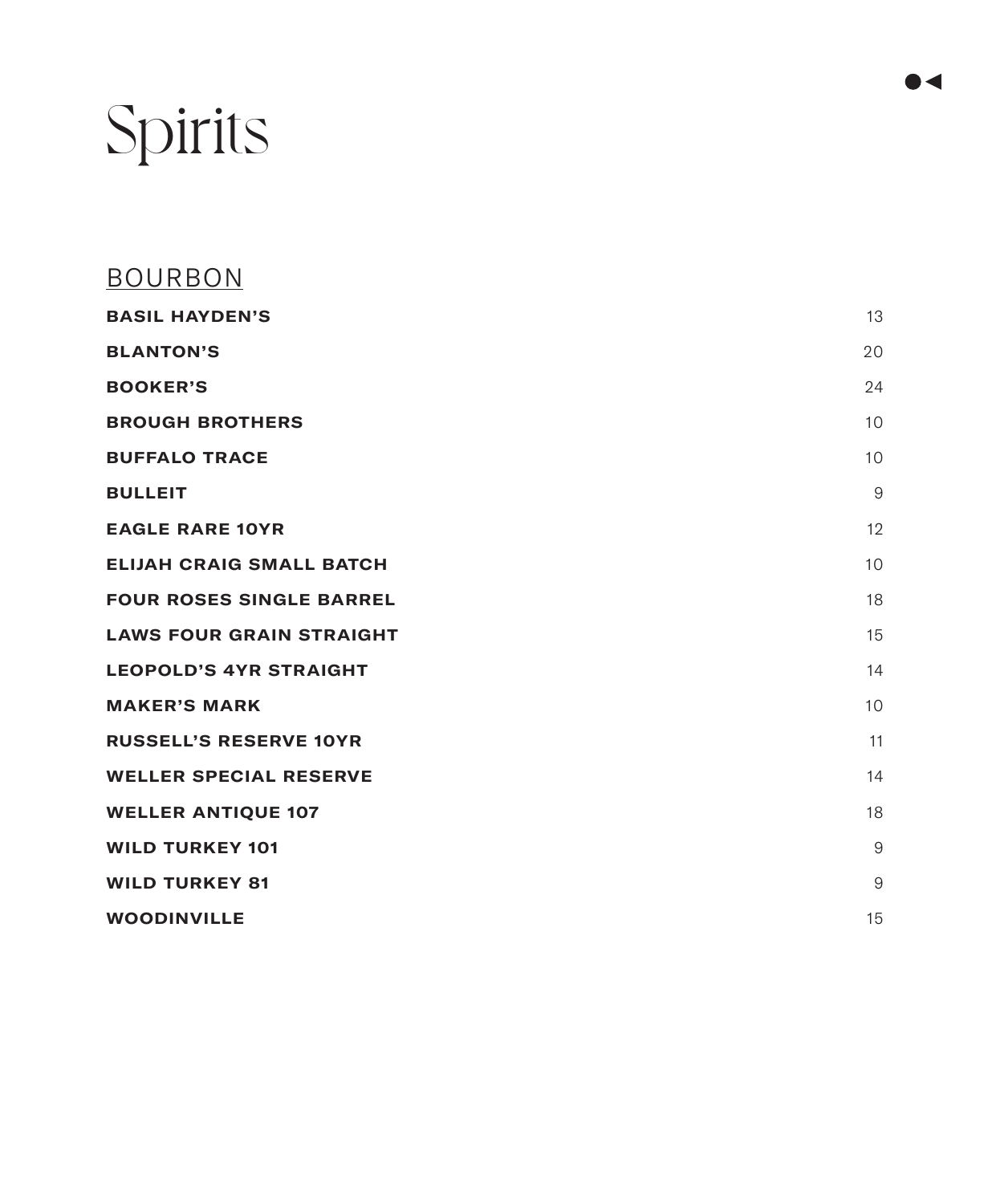# Spirits

## BOURBON

| | |
|---|---|
| **BASIL HAYDEN'S** | 13 |
| **BLANTON'S** | 20 |
| **BOOKER'S** | 24 |
| **BROUGH BROTHERS** | 10 |
| **BUFFALO TRACE** | 10 |
| **BULLEIT** | 9 |
| **EAGLE RARE 10YR** | 12 |
| **ELIJAH CRAIG SMALL BATCH** | 10 |
| **FOUR ROSES SINGLE BARREL** | 18 |
| **LAWS FOUR GRAIN STRAIGHT** | 15 |
| **LEOPOLD'S 4YR STRAIGHT** | 14 |
| **MAKER'S MARK** | 10 |
| **RUSSELL'S RESERVE 10YR** | 11 |
| **WELLER SPECIAL RESERVE** | 14 |
| **WELLER ANTIQUE 107** | 18 |
| **WILD TURKEY 101** | 9 |
| **WILD TURKEY 81** | 9 |
| **WOODINVILLE** | 15 |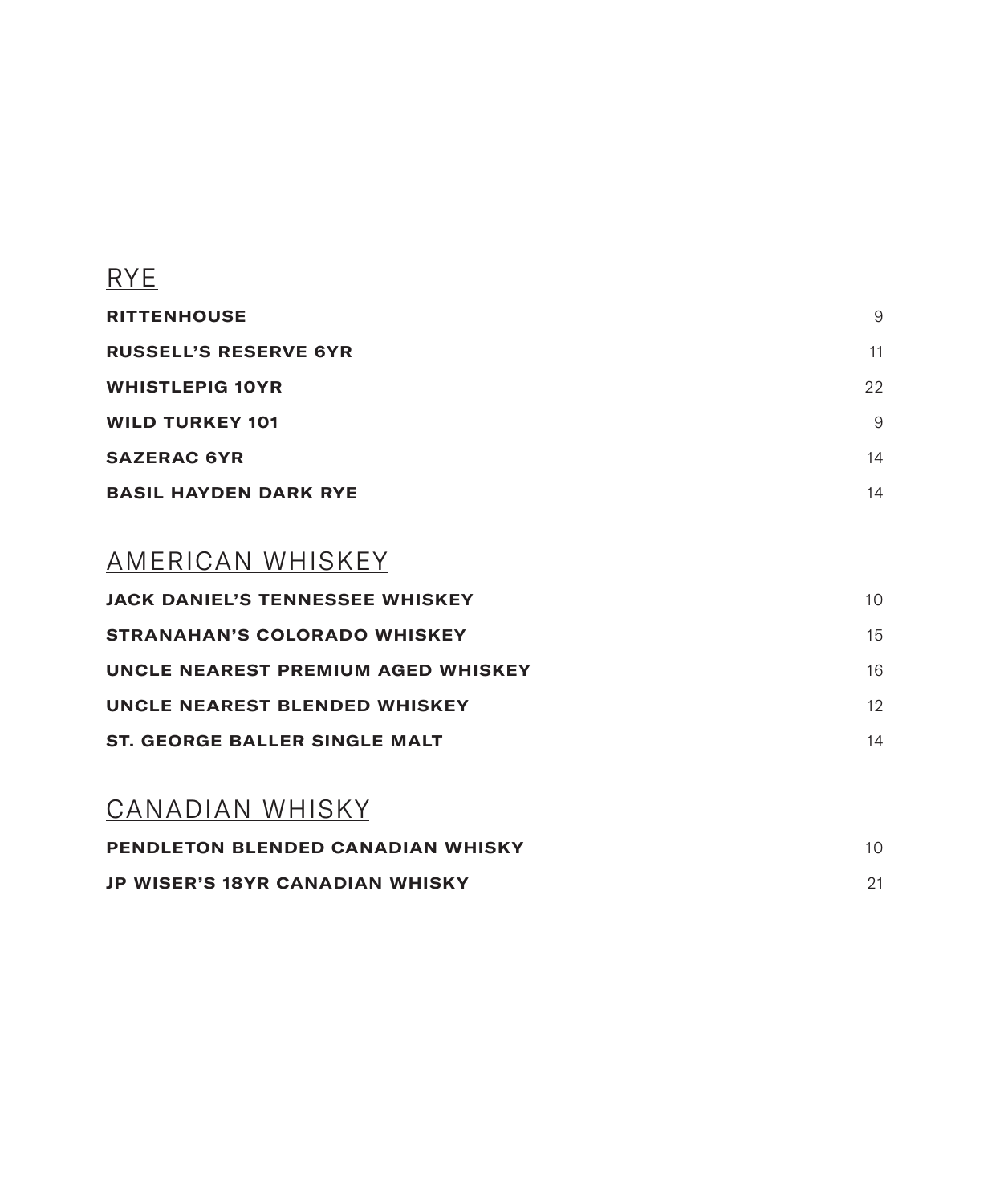## RYE

| | |
|---|---|
| **RITTENHOUSE** | 9 |
| **RUSSELL'S RESERVE 6YR** | 11 |
| **WHISTLEPIG 10YR** | 22 |
| **WILD TURKEY 101** | 9 |
| **SAZERAC 6YR** | 14 |
| **BASIL HAYDEN DARK RYE** | 14 |

## AMERICAN WHISKEY

| | |
|---|---|
| **JACK DANIEL'S TENNESSEE WHISKEY** | 10 |
| **STRANAHAN'S COLORADO WHISKEY** | 15 |
| **UNCLE NEAREST PREMIUM AGED WHISKEY** | 16 |
| **UNCLE NEAREST BLENDED WHISKEY** | 12 |
| **ST. GEORGE BALLER SINGLE MALT** | 14 |

## CANADIAN WHISKY

| | |
|---|---|
| **PENDLETON BLENDED CANADIAN WHISKY** | 10 |
| **JP WISER'S 18YR CANADIAN WHISKY** | 21 |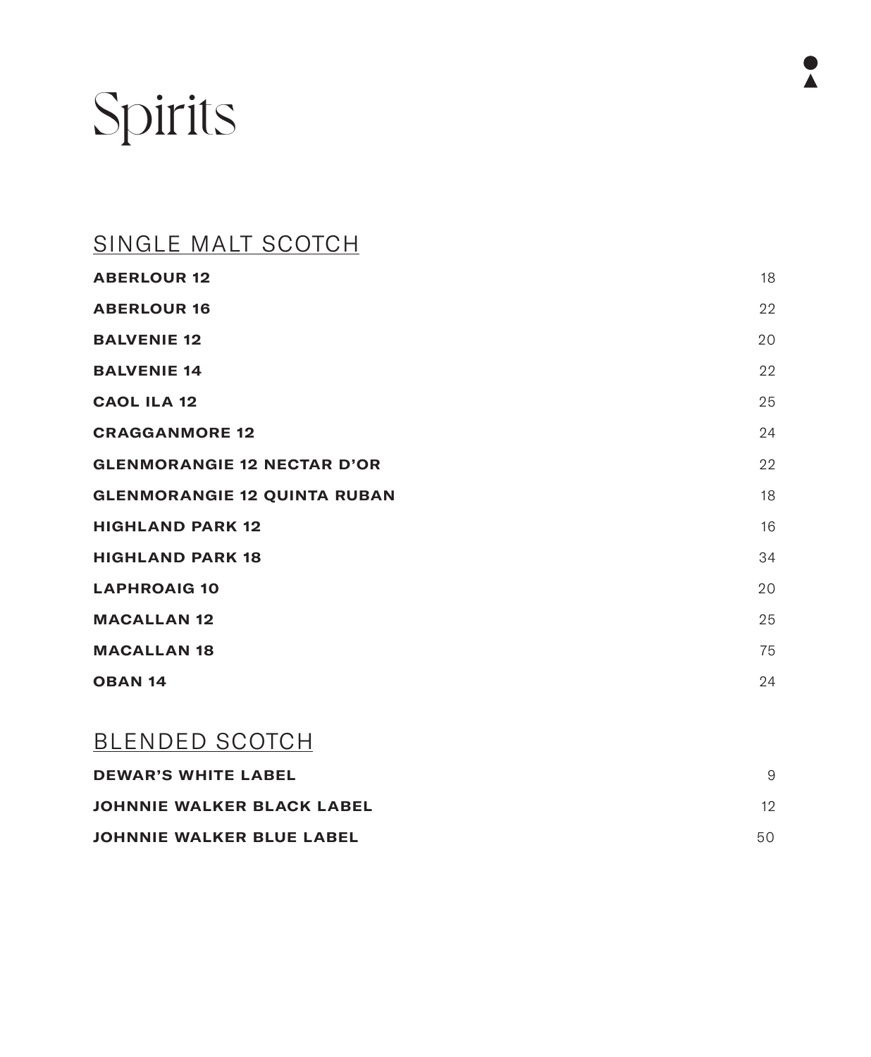# Spirits

## SINGLE MALT SCOTCH

| | |
|---|---|
| **ABERLOUR 12** | 18 |
| **ABERLOUR 16** | 22 |
| **BALVENIE 12** | 20 |
| **BALVENIE 14** | 22 |
| **CAOL ILA 12** | 25 |
| **CRAGGANMORE 12** | 24 |
| **GLENMORANGIE 12 NECTAR D'OR** | 22 |
| **GLENMORANGIE 12 QUINTA RUBAN** | 18 |
| **HIGHLAND PARK 12** | 16 |
| **HIGHLAND PARK 18** | 34 |
| **LAPHROAIG 10** | 20 |
| **MACALLAN 12** | 25 |
| **MACALLAN 18** | 75 |
| **OBAN 14** | 24 |

## BLENDED SCOTCH

| | |
|---|---|
| **DEWAR'S WHITE LABEL** | 9 |
| **JOHNNIE WALKER BLACK LABEL** | 12 |
| **JOHNNIE WALKER BLUE LABEL** | 50 |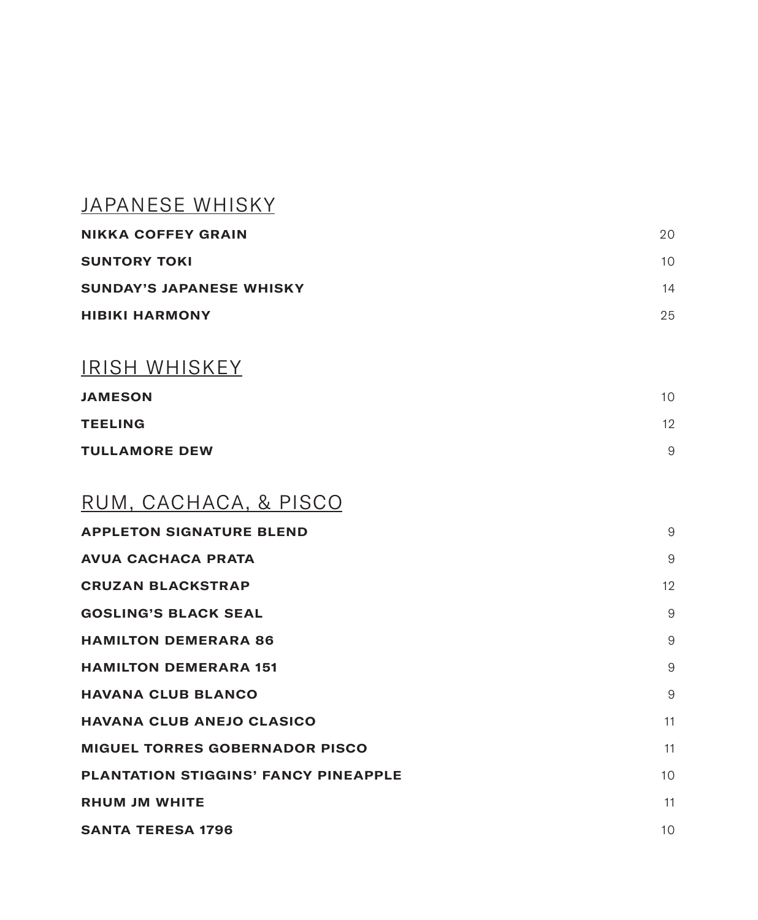## JAPANESE WHISKY

| | |
|---|---|
| **NIKKA COFFEY GRAIN** | 20 |
| **SUNTORY TOKI** | 10 |
| **SUNDAY'S JAPANESE WHISKY** | 14 |
| **HIBIKI HARMONY** | 25 |

## IRISH WHISKEY

| | |
|---|---|
| **JAMESON** | 10 |
| **TEELING** | 12 |
| **TULLAMORE DEW** | 9 |

## RUM, CACHACA, & PISCO

| | |
|---|---|
| **APPLETON SIGNATURE BLEND** | 9 |
| **AVUA CACHACA PRATA** | 9 |
| **CRUZAN BLACKSTRAP** | 12 |
| **GOSLING'S BLACK SEAL** | 9 |
| **HAMILTON DEMERARA 86** | 9 |
| **HAMILTON DEMERARA 151** | 9 |
| **HAVANA CLUB BLANCO** | 9 |
| **HAVANA CLUB ANEJO CLASICO** | 11 |
| **MIGUEL TORRES GOBERNADOR PISCO** | 11 |
| **PLANTATION STIGGINS' FANCY PINEAPPLE** | 10 |
| **RHUM JM WHITE** | 11 |
| **SANTA TERESA 1796** | 10 |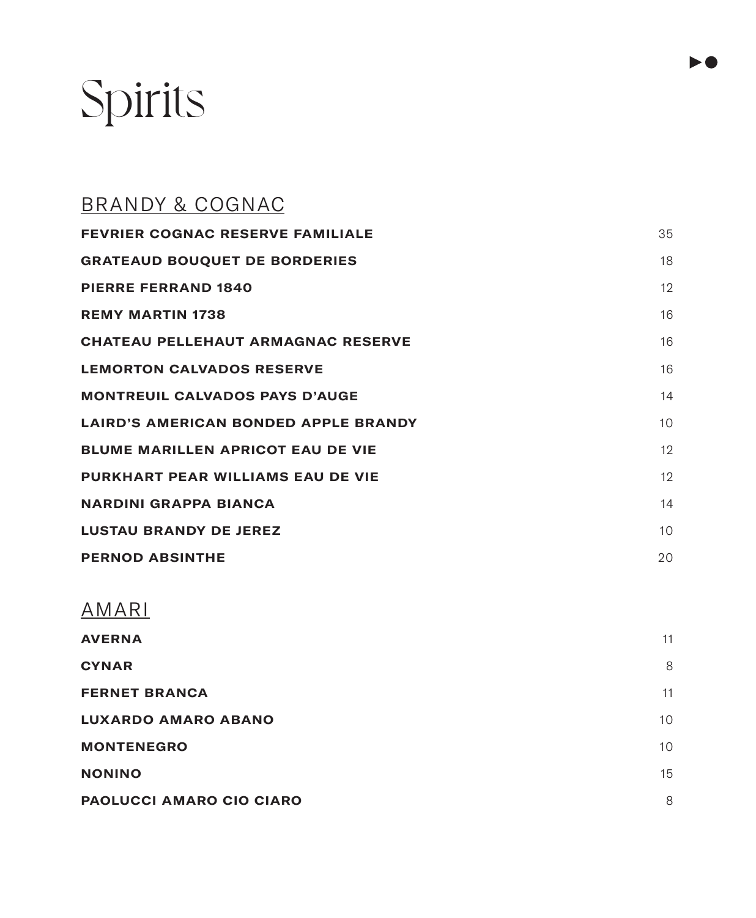# Spirits

## BRANDY & COGNAC

| | |
|---|---|
| **FEVRIER COGNAC RESERVE FAMILIALE** | 35 |
| **GRATEAUD BOUQUET DE BORDERIES** | 18 |
| **PIERRE FERRAND 1840** | 12 |
| **REMY MARTIN 1738** | 16 |
| **CHATEAU PELLEHAUT ARMAGNAC RESERVE** | 16 |
| **LEMORTON CALVADOS RESERVE** | 16 |
| **MONTREUIL CALVADOS PAYS D'AUGE** | 14 |
| **LAIRD'S AMERICAN BONDED APPLE BRANDY** | 10 |
| **BLUME MARILLEN APRICOT EAU DE VIE** | 12 |
| **PURKHART PEAR WILLIAMS EAU DE VIE** | 12 |
| **NARDINI GRAPPA BIANCA** | 14 |
| **LUSTAU BRANDY DE JEREZ** | 10 |
| **PERNOD ABSINTHE** | 20 |

## AMARI

| | |
|---|---|
| **AVERNA** | 11 |
| **CYNAR** | 8 |
| **FERNET BRANCA** | 11 |
| **LUXARDO AMARO ABANO** | 10 |
| **MONTENEGRO** | 10 |
| **NONINO** | 15 |
| **PAOLUCCI AMARO CIO CIARO** | 8 |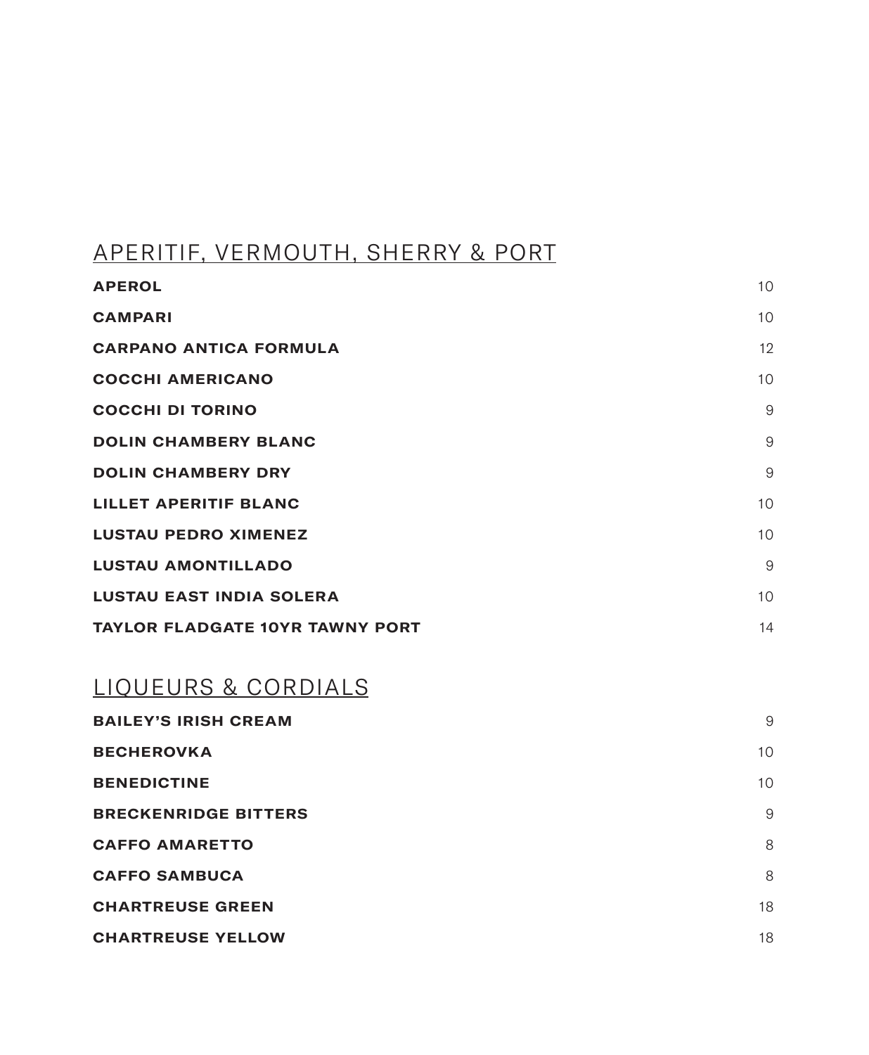## APERITIF, VERMOUTH, SHERRY & PORT

| | |
|---|---|
| **APEROL** | 10 |
| **CAMPARI** | 10 |
| **CARPANO ANTICA FORMULA** | 12 |
| **COCCHI AMERICANO** | 10 |
| **COCCHI DI TORINO** | 9 |
| **DOLIN CHAMBERY BLANC** | 9 |
| **DOLIN CHAMBERY DRY** | 9 |
| **LILLET APERITIF BLANC** | 10 |
| **LUSTAU PEDRO XIMENEZ** | 10 |
| **LUSTAU AMONTILLADO** | 9 |
| **LUSTAU EAST INDIA SOLERA** | 10 |
| **TAYLOR FLADGATE 10YR TAWNY PORT** | 14 |

## LIQUEURS & CORDIALS

| | |
|---|---|
| **BAILEY'S IRISH CREAM** | 9 |
| **BECHEROVKA** | 10 |
| **BENEDICTINE** | 10 |
| **BRECKENRIDGE BITTERS** | 9 |
| **CAFFO AMARETTO** | 8 |
| **CAFFO SAMBUCA** | 8 |
| **CHARTREUSE GREEN** | 18 |
| **CHARTREUSE YELLOW** | 18 |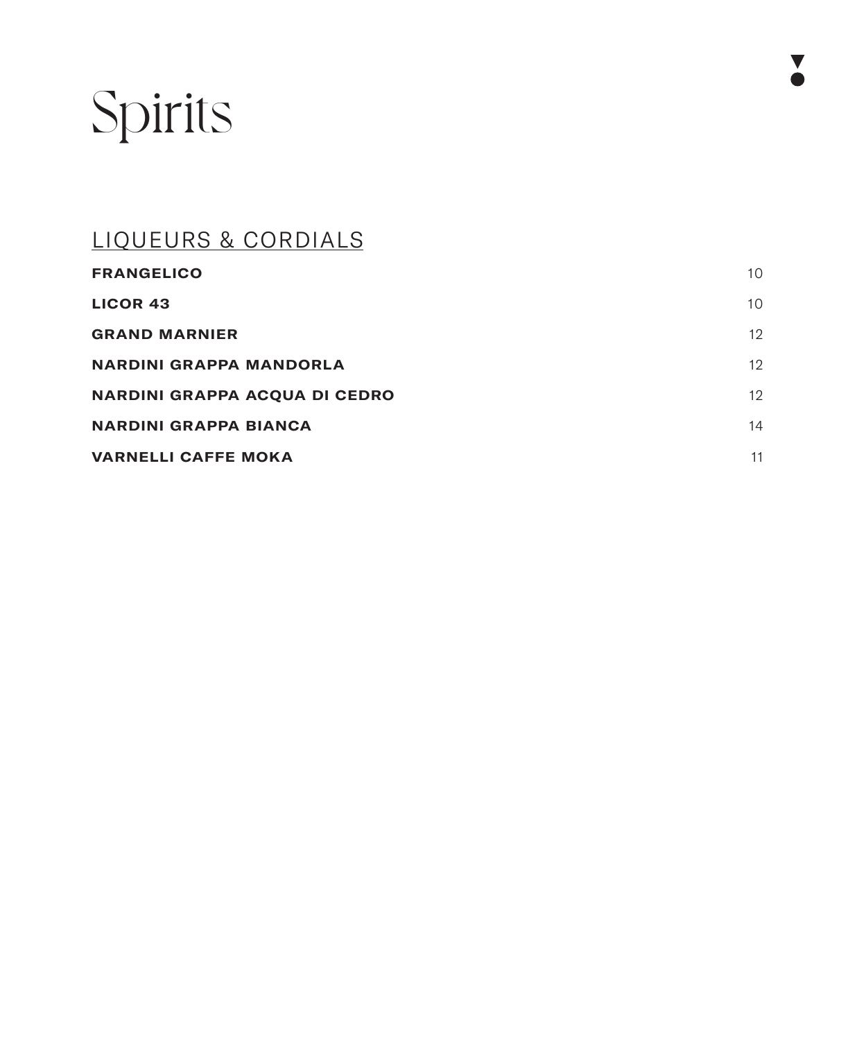# Spirits

## LIQUEURS & CORDIALS

| | |
|---|---|
| **FRANGELICO** | 10 |
| **LICOR 43** | 10 |
| **GRAND MARNIER** | 12 |
| **NARDINI GRAPPA MANDORLA** | 12 |
| **NARDINI GRAPPA ACQUA DI CEDRO** | 12 |
| **NARDINI GRAPPA BIANCA** | 14 |
| **VARNELLI CAFFE MOKA** | 11 |